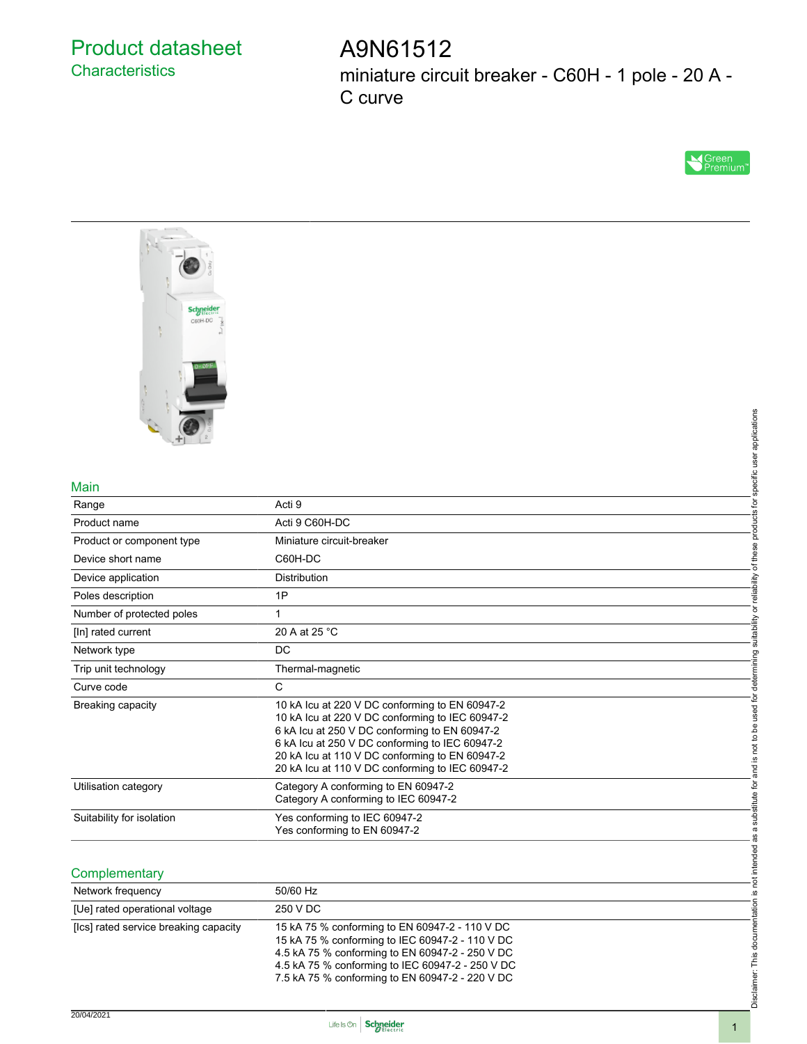# Product datasheet

## Characteristics

# A9N61512

miniature circuit breaker - C60H - 1 pole - 20 A - C curve

Green Premium™

## Main

| | |
|---|---|
| Range | Acti 9 |
| Product name | Acti 9 C60H-DC |
| Product or component type | Miniature circuit-breaker |
| Device short name | C60H-DC |
| Device application | Distribution |
| Poles description | 1P |
| Number of protected poles | 1 |
| [In] rated current | 20 A at 25 °C |
| Network type | DC |
| Trip unit technology | Thermal-magnetic |
| Curve code | C |
| Breaking capacity | 10 kA Icu at 220 V DC conforming to EN 60947-2<br>10 kA Icu at 220 V DC conforming to IEC 60947-2<br>6 kA Icu at 250 V DC conforming to EN 60947-2<br>6 kA Icu at 250 V DC conforming to IEC 60947-2<br>20 kA Icu at 110 V DC conforming to EN 60947-2<br>20 kA Icu at 110 V DC conforming to IEC 60947-2 |
| Utilisation category | Category A conforming to EN 60947-2<br>Category A conforming to IEC 60947-2 |
| Suitability for isolation | Yes conforming to IEC 60947-2<br>Yes conforming to EN 60947-2 |

## Complementary

| | |
|---|---|
| Network frequency | 50/60 Hz |
| [Ue] rated operational voltage | 250 V DC |
| [Ics] rated service breaking capacity | 15 kA 75 % conforming to EN 60947-2 - 110 V DC<br>15 kA 75 % conforming to IEC 60947-2 - 110 V DC<br>4.5 kA 75 % conforming to EN 60947-2 - 250 V DC<br>4.5 kA 75 % conforming to IEC 60947-2 - 250 V DC<br>7.5 kA 75 % conforming to EN 60947-2 - 220 V DC |

Disclaimer: This documentation is not intended as a substitute for and is not to be used for determining suitability or reliability of these products for specific user applications

20/04/2021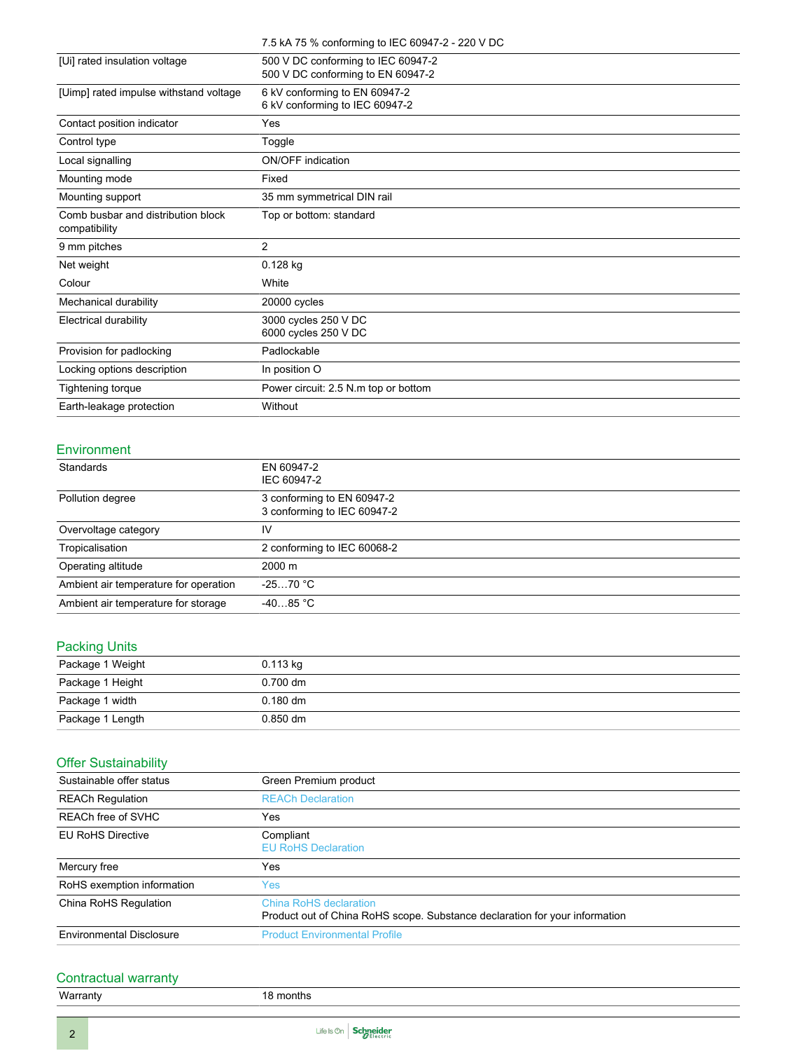| | |
|---|---|
| | 7.5 kA 75 % conforming to IEC 60947-2 - 220 V DC |
| [Ui] rated insulation voltage | 500 V DC conforming to IEC 60947-2<br>500 V DC conforming to EN 60947-2 |
| [Uimp] rated impulse withstand voltage | 6 kV conforming to EN 60947-2<br>6 kV conforming to IEC 60947-2 |
| Contact position indicator | Yes |
| Control type | Toggle |
| Local signalling | ON/OFF indication |
| Mounting mode | Fixed |
| Mounting support | 35 mm symmetrical DIN rail |
| Comb busbar and distribution block compatibility | Top or bottom: standard |
| 9 mm pitches | 2 |
| Net weight | 0.128 kg |
| Colour | White |
| Mechanical durability | 20000 cycles |
| Electrical durability | 3000 cycles 250 V DC<br>6000 cycles 250 V DC |
| Provision for padlocking | Padlockable |
| Locking options description | In position O |
| Tightening torque | Power circuit: 2.5 N.m top or bottom |
| Earth-leakage protection | Without |

## Environment

| | |
|---|---|
| Standards | EN 60947-2<br>IEC 60947-2 |
| Pollution degree | 3 conforming to EN 60947-2<br>3 conforming to IEC 60947-2 |
| Overvoltage category | IV |
| Tropicalisation | 2 conforming to IEC 60068-2 |
| Operating altitude | 2000 m |
| Ambient air temperature for operation | -25…70 °C |
| Ambient air temperature for storage | -40…85 °C |

## Packing Units

| | |
|---|---|
| Package 1 Weight | 0.113 kg |
| Package 1 Height | 0.700 dm |
| Package 1 width | 0.180 dm |
| Package 1 Length | 0.850 dm |

## Offer Sustainability

| | |
|---|---|
| Sustainable offer status | Green Premium product |
| REACh Regulation | REACh Declaration |
| REACh free of SVHC | Yes |
| EU RoHS Directive | Compliant<br>EU RoHS Declaration |
| Mercury free | Yes |
| RoHS exemption information | Yes |
| China RoHS Regulation | China RoHS declaration<br>Product out of China RoHS scope. Substance declaration for your information |
| Environmental Disclosure | Product Environmental Profile |

## Contractual warranty

| | |
|---|---|
| Warranty | 18 months |